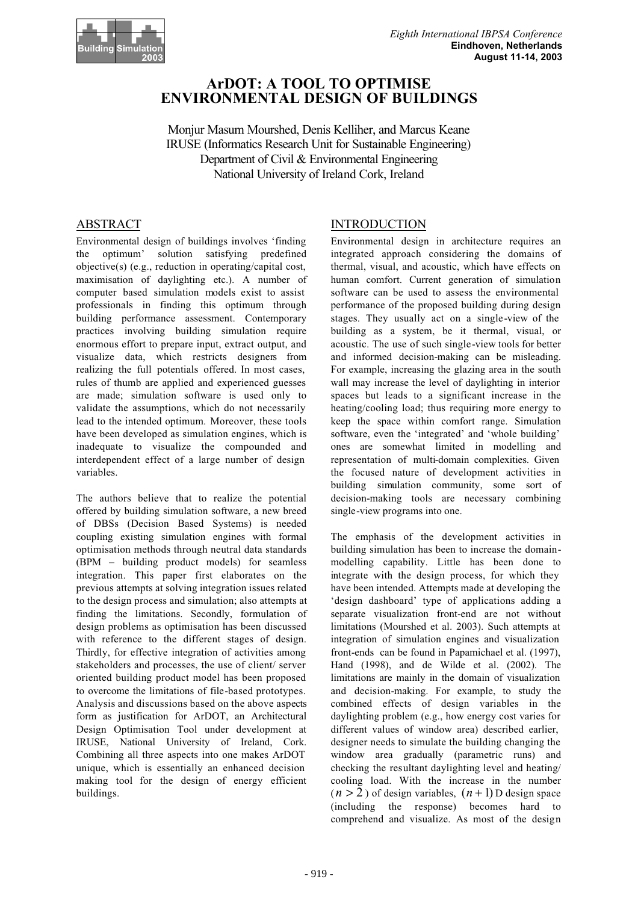# ArDOT: A TOOL TO OPTIMISE ENVIRONMENTAL DESIGN OF BUILDINGS

Monjur Masum Mourshed, Denis Kelliher, and Marcus Keane
IRUSE (Informatics Research Unit for Sustainable Engineering)
Department of Civil & Environmental Engineering
National University of Ireland Cork, Ireland

## ABSTRACT

Environmental design of buildings involves 'finding the optimum' solution satisfying predefined objective(s) (e.g., reduction in operating/capital cost, maximisation of daylighting etc.). A number of computer based simulation models exist to assist professionals in finding this optimum through building performance assessment. Contemporary practices involving building simulation require enormous effort to prepare input, extract output, and visualize data, which restricts designers from realizing the full potentials offered. In most cases, rules of thumb are applied and experienced guesses are made; simulation software is used only to validate the assumptions, which do not necessarily lead to the intended optimum. Moreover, these tools have been developed as simulation engines, which is inadequate to visualize the compounded and interdependent effect of a large number of design variables.

The authors believe that to realize the potential offered by building simulation software, a new breed of DBSs (Decision Based Systems) is needed coupling existing simulation engines with formal optimisation methods through neutral data standards (BPM – building product models) for seamless integration. This paper first elaborates on the previous attempts at solving integration issues related to the design process and simulation; also attempts at finding the limitations. Secondly, formulation of design problems as optimisation has been discussed with reference to the different stages of design. Thirdly, for effective integration of activities among stakeholders and processes, the use of client/ server oriented building product model has been proposed to overcome the limitations of file-based prototypes. Analysis and discussions based on the above aspects form as justification for ArDOT, an Architectural Design Optimisation Tool under development at IRUSE, National University of Ireland, Cork. Combining all three aspects into one makes ArDOT unique, which is essentially an enhanced decision making tool for the design of energy efficient buildings.

## INTRODUCTION

Environmental design in architecture requires an integrated approach considering the domains of thermal, visual, and acoustic, which have effects on human comfort. Current generation of simulation software can be used to assess the environmental performance of the proposed building during design stages. They usually act on a single-view of the building as a system, be it thermal, visual, or acoustic. The use of such single-view tools for better and informed decision-making can be misleading. For example, increasing the glazing area in the south wall may increase the level of daylighting in interior spaces but leads to a significant increase in the heating/cooling load; thus requiring more energy to keep the space within comfort range. Simulation software, even the 'integrated' and 'whole building' ones are somewhat limited in modelling and representation of multi-domain complexities. Given the focused nature of development activities in building simulation community, some sort of decision-making tools are necessary combining single-view programs into one.

The emphasis of the development activities in building simulation has been to increase the domain-modelling capability. Little has been done to integrate with the design process, for which they have been intended. Attempts made at developing the 'design dashboard' type of applications adding a separate visualization front-end are not without limitations (Mourshed et al. 2003). Such attempts at integration of simulation engines and visualization front-ends can be found in Papamichael et al. (1997), Hand (1998), and de Wilde et al. (2002). The limitations are mainly in the domain of visualization and decision-making. For example, to study the combined effects of design variables in the daylighting problem (e.g., how energy cost varies for different values of window area) described earlier, designer needs to simulate the building changing the window area gradually (parametric runs) and checking the resultant daylighting level and heating/ cooling load. With the increase in the number ($n > 2$) of design variables, $(n+1)$ D design space (including the response) becomes hard to comprehend and visualize. As most of the design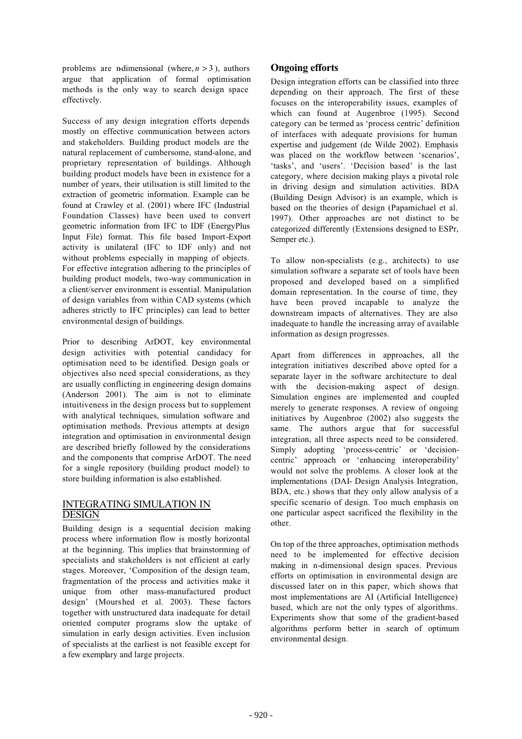problems are n-dimensional (where, $n > 3$), authors argue that application of formal optimisation methods is the only way to search design space effectively.

Success of any design integration efforts depends mostly on effective communication between actors and stakeholders. Building product models are the natural replacement of cumbersome, stand-alone, and proprietary representation of buildings. Although building product models have been in existence for a number of years, their utilisation is still limited to the extraction of geometric information. Example can be found at Crawley et al. (2001) where IFC (Industrial Foundation Classes) have been used to convert geometric information from IFC to IDF (EnergyPlus Input File) format. This file based Import-Export activity is unilateral (IFC to IDF only) and not without problems especially in mapping of objects. For effective integration adhering to the principles of building product models, two-way communication in a client/server environment is essential. Manipulation of design variables from within CAD systems (which adheres strictly to IFC principles) can lead to better environmental design of buildings.

Prior to describing ArDOT, key environmental design activities with potential candidacy for optimisation need to be identified. Design goals or objectives also need special considerations, as they are usually conflicting in engineering design domains (Anderson 2001). The aim is not to eliminate intuitiveness in the design process but to supplement with analytical techniques, simulation software and optimisation methods. Previous attempts at design integration and optimisation in environmental design are described briefly followed by the considerations and the components that comprise ArDOT. The need for a single repository (building product model) to store building information is also established.

## INTEGRATING SIMULATION IN DESIGN

Building design is a sequential decision making process where information flow is mostly horizontal at the beginning. This implies that brainstorming of specialists and stakeholders is not efficient at early stages. Moreover, 'Composition of the design team, fragmentation of the process and activities make it unique from other mass-manufactured product design' (Mourshed et al. 2003). These factors together with unstructured data inadequate for detail oriented computer programs slow the uptake of simulation in early design activities. Even inclusion of specialists at the earliest is not feasible except for a few exemplary and large projects.

### Ongoing efforts

Design integration efforts can be classified into three depending on their approach. The first of these focuses on the interoperability issues, examples of which can found at Augenbroe (1995). Second category can be termed as 'process centric' definition of interfaces with adequate provisions for human expertise and judgement (de Wilde 2002). Emphasis was placed on the workflow between 'scenarios', 'tasks', and 'users'. 'Decision based' is the last category, where decision making plays a pivotal role in driving design and simulation activities. BDA (Building Design Advisor) is an example, which is based on the theories of design (Papamichael et al. 1997). Other approaches are not distinct to be categorized differently (Extensions designed to ESPr, Semper etc.).

To allow non-specialists (e.g., architects) to use simulation software a separate set of tools have been proposed and developed based on a simplified domain representation. In the course of time, they have been proved incapable to analyze the downstream impacts of alternatives. They are also inadequate to handle the increasing array of available information as design progresses.

Apart from differences in approaches, all the integration initiatives described above opted for a separate layer in the software architecture to deal with the decision-making aspect of design. Simulation engines are implemented and coupled merely to generate responses. A review of ongoing initiatives by Augenbroe (2002) also suggests the same. The authors argue that for successful integration, all three aspects need to be considered. Simply adopting 'process-centric' or 'decision-centric' approach or 'enhancing interoperability' would not solve the problems. A closer look at the implementations (DAI- Design Analysis Integration, BDA, etc.) shows that they only allow analysis of a specific scenario of design. Too much emphasis on one particular aspect sacrificed the flexibility in the other.

On top of the three approaches, optimisation methods need to be implemented for effective decision making in n-dimensional design spaces. Previous efforts on optimisation in environmental design are discussed later on in this paper, which shows that most implementations are AI (Artificial Intelligence) based, which are not the only types of algorithms. Experiments show that some of the gradient-based algorithms perform better in search of optimum environmental design.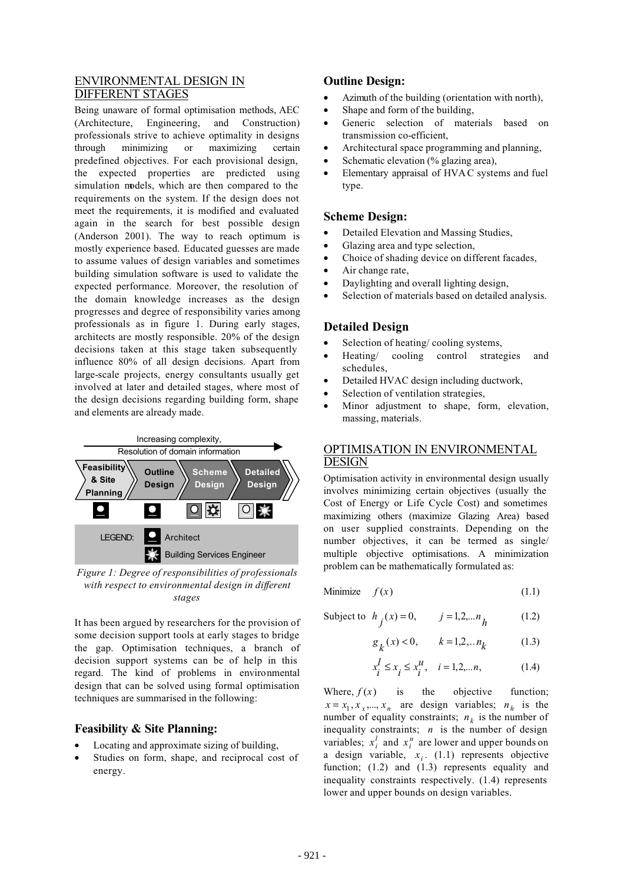## ENVIRONMENTAL DESIGN IN DIFFERENT STAGES

Being unaware of formal optimisation methods, AEC (Architecture, Engineering, and Construction) professionals strive to achieve optimality in designs through minimizing or maximizing certain predefined objectives. For each provisional design, the expected properties are predicted using simulation models, which are then compared to the requirements on the system. If the design does not meet the requirements, it is modified and evaluated again in the search for best possible design (Anderson 2001). The way to reach optimum is mostly experience based. Educated guesses are made to assume values of design variables and sometimes building simulation software is used to validate the expected performance. Moreover, the resolution of the domain knowledge increases as the design progresses and degree of responsibility varies among professionals as in figure 1. During early stages, architects are mostly responsible. 20% of the design decisions taken at this stage taken subsequently influence 80% of all design decisions. Apart from large-scale projects, energy consultants usually get involved at later and detailed stages, where most of the design decisions regarding building form, shape and elements are already made.

Increasing complexity, Resolution of domain information

Feasibility & Site Planning | Outline Design | Scheme Design | Detailed Design

LEGEND: Architect; Building Services Engineer

*Figure 1: Degree of responsibilities of professionals with respect to environmental design in different stages*

It has been argued by researchers for the provision of some decision support tools at early stages to bridge the gap. Optimisation techniques, a branch of decision support systems can be of help in this regard. The kind of problems in environmental design that can be solved using formal optimisation techniques are summarised in the following:

### Feasibility & Site Planning:

- Locating and approximate sizing of building,
- Studies on form, shape, and reciprocal cost of energy.

### Outline Design:

- Azimuth of the building (orientation with north),
- Shape and form of the building,
- Generic selection of materials based on transmission co-efficient,
- Architectural space programming and planning,
- Schematic elevation (% glazing area),
- Elementary appraisal of HVAC systems and fuel type.

### Scheme Design:

- Detailed Elevation and Massing Studies,
- Glazing area and type selection,
- Choice of shading device on different facades,
- Air change rate,
- Daylighting and overall lighting design,
- Selection of materials based on detailed analysis.

### Detailed Design

- Selection of heating/ cooling systems,
- Heating/ cooling control strategies and schedules,
- Detailed HVAC design including ductwork,
- Selection of ventilation strategies,
- Minor adjustment to shape, form, elevation, massing, materials.

## OPTIMISATION IN ENVIRONMENTAL DESIGN

Optimisation activity in environmental design usually involves minimizing certain objectives (usually the Cost of Energy or Life Cycle Cost) and sometimes maximizing others (maximize Glazing Area) based on user supplied constraints. Depending on the number objectives, it can be termed as single/ multiple objective optimisations. A minimization problem can be mathematically formulated as:

$$\text{Minimize} \quad f(x) \tag{1.1}$$

$$\text{Subject to} \quad h_j(x) = 0, \qquad j = 1,2,...n_h \tag{1.2}$$

$$g_k(x) < 0, \qquad k = 1,2,..n_k \tag{1.3}$$

$$x_i^l \le x_i \le x_i^u, \quad i = 1,2,...n, \tag{1.4}$$

Where, $f(x)$ is the objective function; $x = x_1, x_x,..., x_n$ are design variables; $n_h$ is the number of equality constraints; $n_k$ is the number of inequality constraints; $n$ is the number of design variables; $x_i^l$ and $x_i^u$ are lower and upper bounds on a design variable, $x_i$. (1.1) represents objective function; (1.2) and (1.3) represents equality and inequality constraints respectively. (1.4) represents lower and upper bounds on design variables.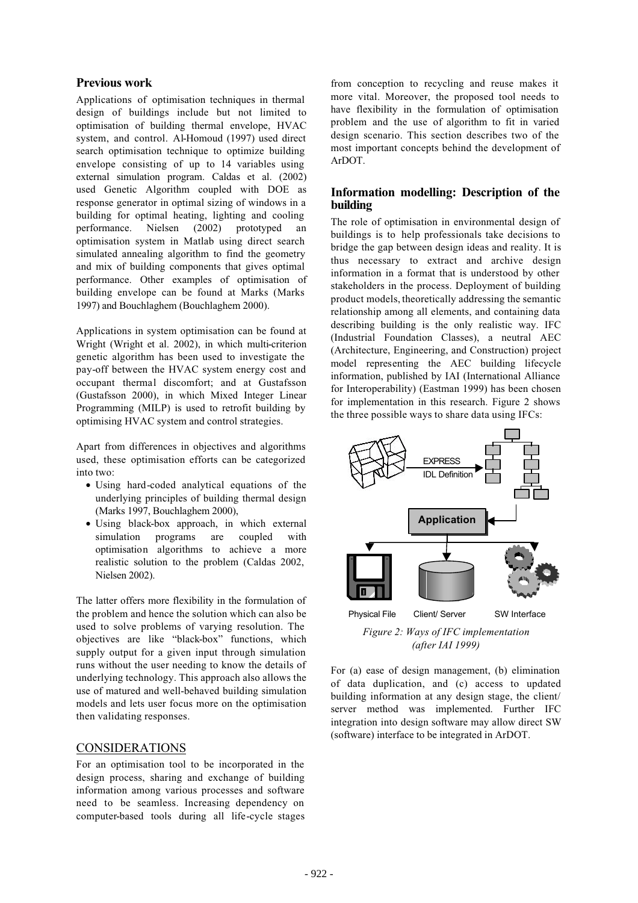## Previous work

Applications of optimisation techniques in thermal design of buildings include but not limited to optimisation of building thermal envelope, HVAC system, and control. Al-Homoud (1997) used direct search optimisation technique to optimize building envelope consisting of up to 14 variables using external simulation program. Caldas et al. (2002) used Genetic Algorithm coupled with DOE as response generator in optimal sizing of windows in a building for optimal heating, lighting and cooling performance. Nielsen (2002) prototyped an optimisation system in Matlab using direct search simulated annealing algorithm to find the geometry and mix of building components that gives optimal performance. Other examples of optimisation of building envelope can be found at Marks (Marks 1997) and Bouchlaghem (Bouchlaghem 2000).

Applications in system optimisation can be found at Wright (Wright et al. 2002), in which multi-criterion genetic algorithm has been used to investigate the pay-off between the HVAC system energy cost and occupant thermal discomfort; and at Gustafsson (Gustafsson 2000), in which Mixed Integer Linear Programming (MILP) is used to retrofit building by optimising HVAC system and control strategies.

Apart from differences in objectives and algorithms used, these optimisation efforts can be categorized into two:

- Using hard-coded analytical equations of the underlying principles of building thermal design (Marks 1997, Bouchlaghem 2000),
- Using black-box approach, in which external simulation programs are coupled with optimisation algorithms to achieve a more realistic solution to the problem (Caldas 2002, Nielsen 2002).

The latter offers more flexibility in the formulation of the problem and hence the solution which can also be used to solve problems of varying resolution. The objectives are like "black-box" functions, which supply output for a given input through simulation runs without the user needing to know the details of underlying technology. This approach also allows the use of matured and well-behaved building simulation models and lets user focus more on the optimisation then validating responses.

## CONSIDERATIONS

For an optimisation tool to be incorporated in the design process, sharing and exchange of building information among various processes and software need to be seamless. Increasing dependency on computer-based tools during all life-cycle stages from conception to recycling and reuse makes it more vital. Moreover, the proposed tool needs to have flexibility in the formulation of optimisation problem and the use of algorithm to fit in varied design scenario. This section describes two of the most important concepts behind the development of ArDOT.

## Information modelling: Description of the building

The role of optimisation in environmental design of buildings is to help professionals take decisions to bridge the gap between design ideas and reality. It is thus necessary to extract and archive design information in a format that is understood by other stakeholders in the process. Deployment of building product models, theoretically addressing the semantic relationship among all elements, and containing data describing building is the only realistic way. IFC (Industrial Foundation Classes), a neutral AEC (Architecture, Engineering, and Construction) project model representing the AEC building lifecycle information, published by IAI (International Alliance for Interoperability) (Eastman 1999) has been chosen for implementation in this research. Figure 2 shows the three possible ways to share data using IFCs:

*Figure 2: Ways of IFC implementation (after IAI 1999)*

For (a) ease of design management, (b) elimination of data duplication, and (c) access to updated building information at any design stage, the client/ server method was implemented. Further IFC integration into design software may allow direct SW (software) interface to be integrated in ArDOT.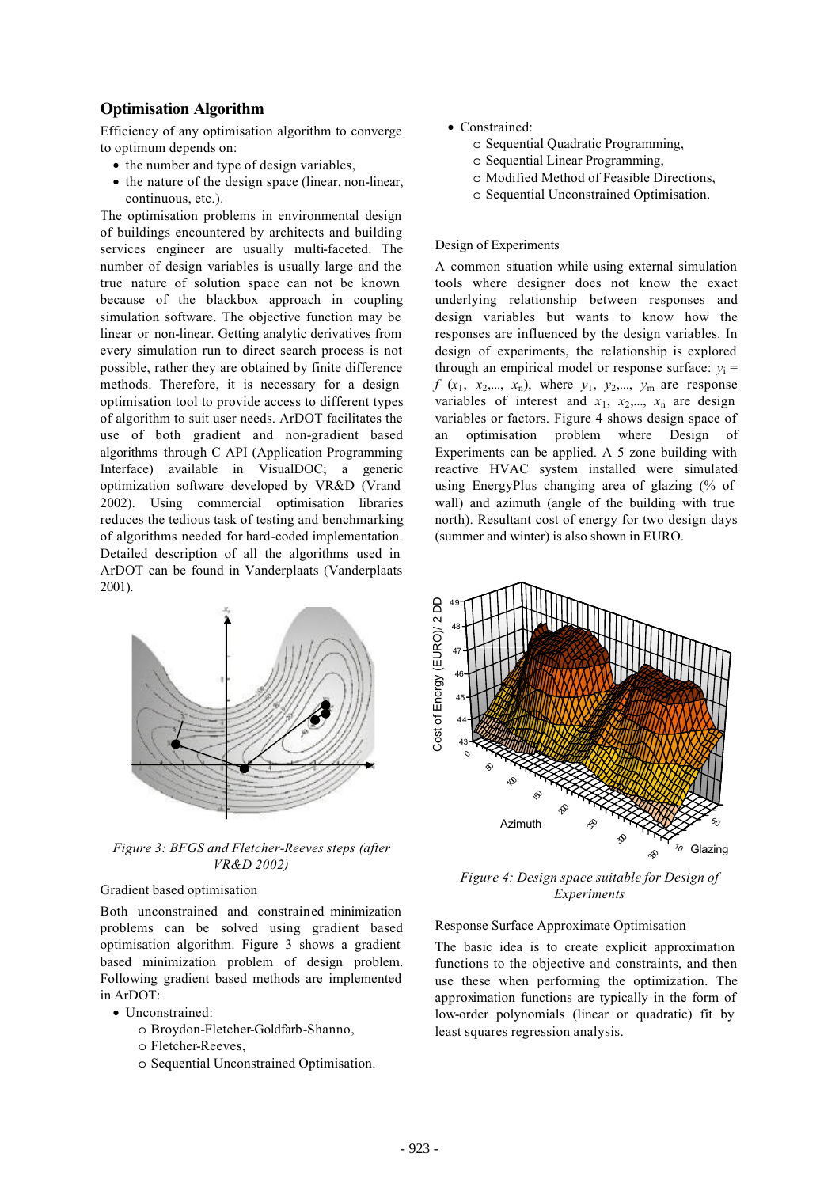## Optimisation Algorithm

Efficiency of any optimisation algorithm to converge to optimum depends on:

- the number and type of design variables,
- the nature of the design space (linear, non-linear, continuous, etc.).

The optimisation problems in environmental design of buildings encountered by architects and building services engineer are usually multi-faceted. The number of design variables is usually large and the true nature of solution space can not be known because of the blackbox approach in coupling simulation software. The objective function may be linear or non-linear. Getting analytic derivatives from every simulation run to direct search process is not possible, rather they are obtained by finite difference methods. Therefore, it is necessary for a design optimisation tool to provide access to different types of algorithm to suit user needs. ArDOT facilitates the use of both gradient and non-gradient based algorithms through C API (Application Programming Interface) available in VisualDOC; a generic optimization software developed by VR&D (Vrand 2002). Using commercial optimisation libraries reduces the tedious task of testing and benchmarking of algorithms needed for hard-coded implementation. Detailed description of all the algorithms used in ArDOT can be found in Vanderplaats (Vanderplaats 2001).

*Figure 3: BFGS and Fletcher-Reeves steps (after VR&D 2002)*

### Gradient based optimisation

Both unconstrained and constrained minimization problems can be solved using gradient based optimisation algorithm. Figure 3 shows a gradient based minimization problem of design problem. Following gradient based methods are implemented in ArDOT:

- Unconstrained:
  - Broydon-Fletcher-Goldfarb-Shanno,
  - Fletcher-Reeves,
  - Sequential Unconstrained Optimisation.
- Constrained:
  - Sequential Quadratic Programming,
  - Sequential Linear Programming,
  - Modified Method of Feasible Directions,
  - Sequential Unconstrained Optimisation.

### Design of Experiments

A common situation while using external simulation tools where designer does not know the exact underlying relationship between responses and design variables but wants to know how the responses are influenced by the design variables. In design of experiments, the relationship is explored through an empirical model or response surface: $y_i = f(x_1, x_2, \ldots, x_n)$, where $y_1, y_2, \ldots, y_m$ are response variables of interest and $x_1, x_2, \ldots, x_n$ are design variables or factors. Figure 4 shows design space of an optimisation problem where Design of Experiments can be applied. A 5 zone building with reactive HVAC system installed were simulated using EnergyPlus changing area of glazing (% of wall) and azimuth (angle of the building with true north). Resultant cost of energy for two design days (summer and winter) is also shown in EURO.

*Figure 4: Design space suitable for Design of Experiments*

### Response Surface Approximate Optimisation

The basic idea is to create explicit approximation functions to the objective and constraints, and then use these when performing the optimization. The approximation functions are typically in the form of low-order polynomials (linear or quadratic) fit by least squares regression analysis.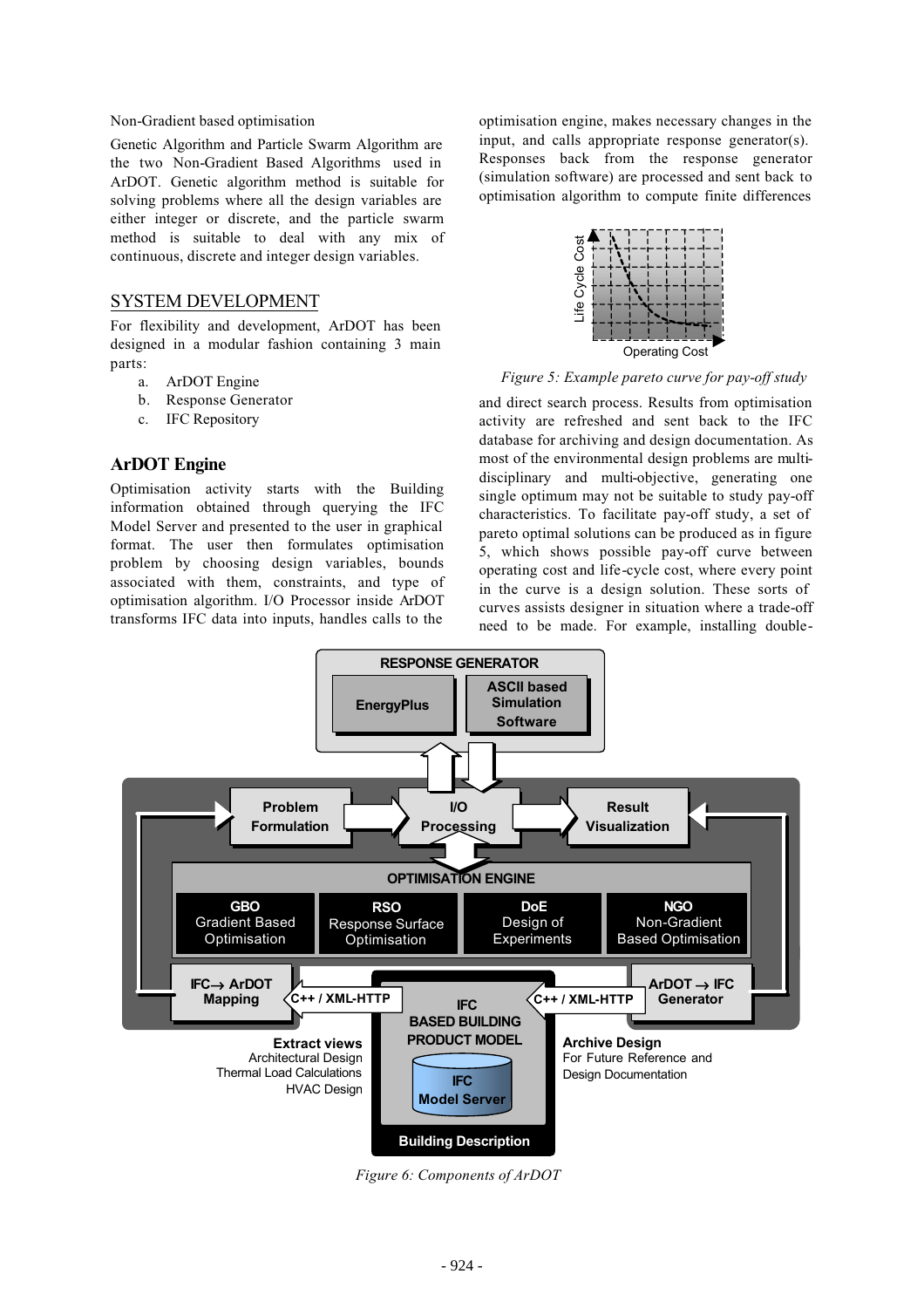Non-Gradient based optimisation

Genetic Algorithm and Particle Swarm Algorithm are the two Non-Gradient Based Algorithms used in ArDOT. Genetic algorithm method is suitable for solving problems where all the design variables are either integer or discrete, and the particle swarm method is suitable to deal with any mix of continuous, discrete and integer design variables.

## SYSTEM DEVELOPMENT

For flexibility and development, ArDOT has been designed in a modular fashion containing 3 main parts:

a. ArDOT Engine
b. Response Generator
c. IFC Repository

### ArDOT Engine

Optimisation activity starts with the Building information obtained through querying the IFC Model Server and presented to the user in graphical format. The user then formulates optimisation problem by choosing design variables, bounds associated with them, constraints, and type of optimisation algorithm. I/O Processor inside ArDOT transforms IFC data into inputs, handles calls to the optimisation engine, makes necessary changes in the input, and calls appropriate response generator(s). Responses back from the response generator (simulation software) are processed and sent back to optimisation algorithm to compute finite differences and direct search process. Results from optimisation activity are refreshed and sent back to the IFC database for archiving and design documentation. As most of the environmental design problems are multi-disciplinary and multi-objective, generating one single optimum may not be suitable to study pay-off characteristics. To facilitate pay-off study, a set of pareto optimal solutions can be produced as in figure 5, which shows possible pay-off curve between operating cost and life-cycle cost, where every point in the curve is a design solution. These sorts of curves assists designer in situation where a trade-off need to be made. For example, installing double-

*Figure 5: Example pareto curve for pay-off study*

*Figure 6: Components of ArDOT*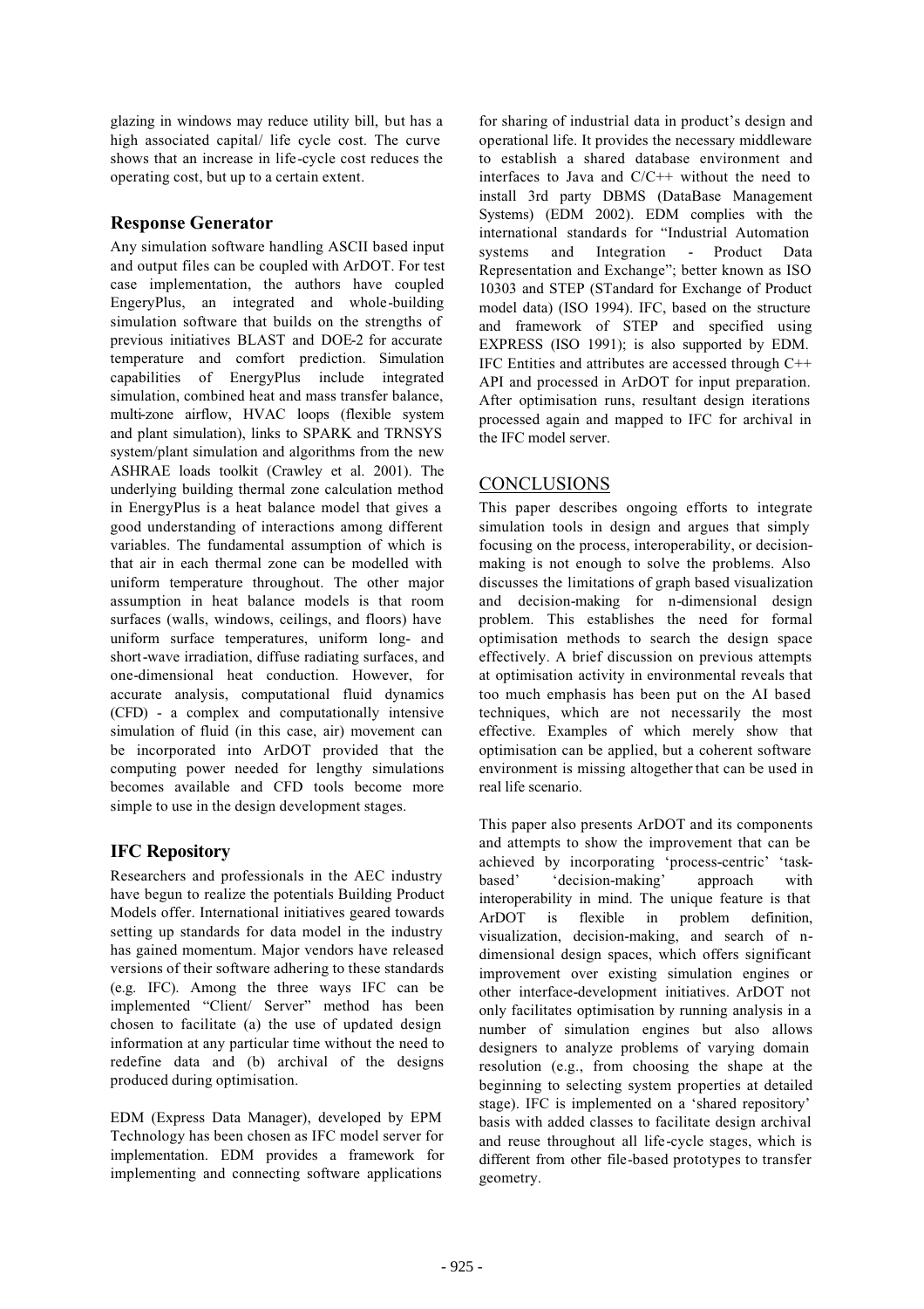glazing in windows may reduce utility bill, but has a high associated capital/ life cycle cost. The curve shows that an increase in life-cycle cost reduces the operating cost, but up to a certain extent.

### Response Generator

Any simulation software handling ASCII based input and output files can be coupled with ArDOT. For test case implementation, the authors have coupled EngeryPlus, an integrated and whole-building simulation software that builds on the strengths of previous initiatives BLAST and DOE-2 for accurate temperature and comfort prediction. Simulation capabilities of EnergyPlus include integrated simulation, combined heat and mass transfer balance, multi-zone airflow, HVAC loops (flexible system and plant simulation), links to SPARK and TRNSYS system/plant simulation and algorithms from the new ASHRAE loads toolkit (Crawley et al. 2001). The underlying building thermal zone calculation method in EnergyPlus is a heat balance model that gives a good understanding of interactions among different variables. The fundamental assumption of which is that air in each thermal zone can be modelled with uniform temperature throughout. The other major assumption in heat balance models is that room surfaces (walls, windows, ceilings, and floors) have uniform surface temperatures, uniform long- and short-wave irradiation, diffuse radiating surfaces, and one-dimensional heat conduction. However, for accurate analysis, computational fluid dynamics (CFD) - a complex and computationally intensive simulation of fluid (in this case, air) movement can be incorporated into ArDOT provided that the computing power needed for lengthy simulations becomes available and CFD tools become more simple to use in the design development stages.

### IFC Repository

Researchers and professionals in the AEC industry have begun to realize the potentials Building Product Models offer. International initiatives geared towards setting up standards for data model in the industry has gained momentum. Major vendors have released versions of their software adhering to these standards (e.g. IFC). Among the three ways IFC can be implemented "Client/ Server" method has been chosen to facilitate (a) the use of updated design information at any particular time without the need to redefine data and (b) archival of the designs produced during optimisation.

EDM (Express Data Manager), developed by EPM Technology has been chosen as IFC model server for implementation. EDM provides a framework for implementing and connecting software applications for sharing of industrial data in product's design and operational life. It provides the necessary middleware to establish a shared database environment and interfaces to Java and C/C++ without the need to install 3rd party DBMS (DataBase Management Systems) (EDM 2002). EDM complies with the international standards for "Industrial Automation systems and Integration - Product Data Representation and Exchange"; better known as ISO 10303 and STEP (STandard for Exchange of Product model data) (ISO 1994). IFC, based on the structure and framework of STEP and specified using EXPRESS (ISO 1991); is also supported by EDM. IFC Entities and attributes are accessed through C++ API and processed in ArDOT for input preparation. After optimisation runs, resultant design iterations processed again and mapped to IFC for archival in the IFC model server.

## CONCLUSIONS

This paper describes ongoing efforts to integrate simulation tools in design and argues that simply focusing on the process, interoperability, or decision-making is not enough to solve the problems. Also discusses the limitations of graph based visualization and decision-making for n-dimensional design problem. This establishes the need for formal optimisation methods to search the design space effectively. A brief discussion on previous attempts at optimisation activity in environmental reveals that too much emphasis has been put on the AI based techniques, which are not necessarily the most effective. Examples of which merely show that optimisation can be applied, but a coherent software environment is missing altogether that can be used in real life scenario.

This paper also presents ArDOT and its components and attempts to show the improvement that can be achieved by incorporating 'process-centric' 'task-based' 'decision-making' approach with interoperability in mind. The unique feature is that ArDOT is flexible in problem definition, visualization, decision-making, and search of n-dimensional design spaces, which offers significant improvement over existing simulation engines or other interface-development initiatives. ArDOT not only facilitates optimisation by running analysis in a number of simulation engines but also allows designers to analyze problems of varying domain resolution (e.g., from choosing the shape at the beginning to selecting system properties at detailed stage). IFC is implemented on a 'shared repository' basis with added classes to facilitate design archival and reuse throughout all life-cycle stages, which is different from other file-based prototypes to transfer geometry.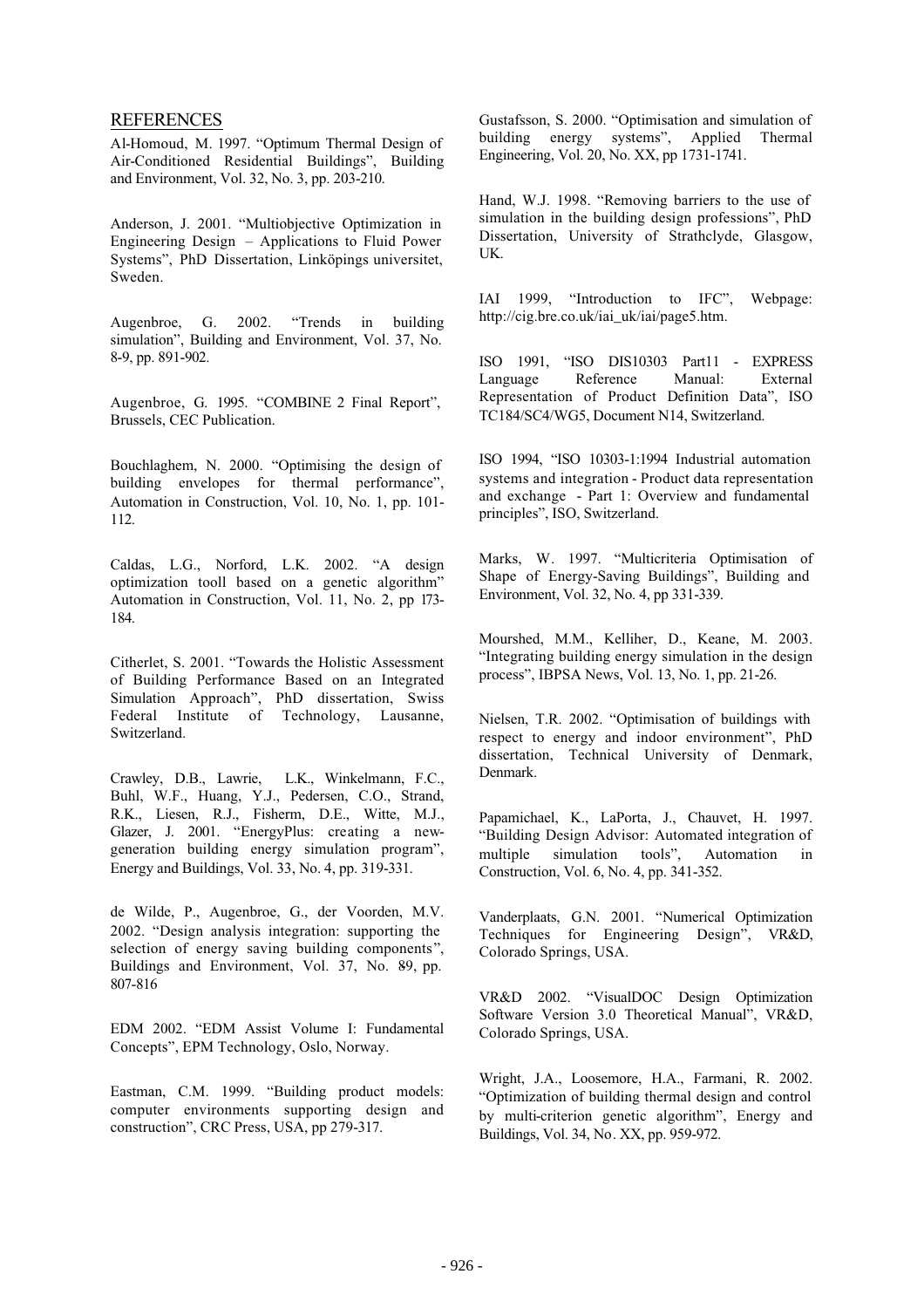## REFERENCES

Al-Homoud, M. 1997. "Optimum Thermal Design of Air-Conditioned Residential Buildings", Building and Environment, Vol. 32, No. 3, pp. 203-210.

Anderson, J. 2001. "Multiobjective Optimization in Engineering Design – Applications to Fluid Power Systems", PhD Dissertation, Linköpings universitet, Sweden.

Augenbroe, G. 2002. "Trends in building simulation", Building and Environment, Vol. 37, No. 8-9, pp. 891-902.

Augenbroe, G. 1995. "COMBINE 2 Final Report", Brussels, CEC Publication.

Bouchlaghem, N. 2000. "Optimising the design of building envelopes for thermal performance", Automation in Construction, Vol. 10, No. 1, pp. 101-112.

Caldas, L.G., Norford, L.K. 2002. "A design optimization tooll based on a genetic algorithm" Automation in Construction, Vol. 11, No. 2, pp 173-184.

Citherlet, S. 2001. "Towards the Holistic Assessment of Building Performance Based on an Integrated Simulation Approach", PhD dissertation, Swiss Federal Institute of Technology, Lausanne, Switzerland.

Crawley, D.B., Lawrie, L.K., Winkelmann, F.C., Buhl, W.F., Huang, Y.J., Pedersen, C.O., Strand, R.K., Liesen, R.J., Fisherm, D.E., Witte, M.J., Glazer, J. 2001. "EnergyPlus: creating a new-generation building energy simulation program", Energy and Buildings, Vol. 33, No. 4, pp. 319-331.

de Wilde, P., Augenbroe, G., der Voorden, M.V. 2002. "Design analysis integration: supporting the selection of energy saving building components", Buildings and Environment, Vol. 37, No. 89, pp. 807-816

EDM 2002. "EDM Assist Volume I: Fundamental Concepts", EPM Technology, Oslo, Norway.

Eastman, C.M. 1999. "Building product models: computer environments supporting design and construction", CRC Press, USA, pp 279-317.

Gustafsson, S. 2000. "Optimisation and simulation of building energy systems", Applied Thermal Engineering, Vol. 20, No. XX, pp 1731-1741.

Hand, W.J. 1998. "Removing barriers to the use of simulation in the building design professions", PhD Dissertation, University of Strathclyde, Glasgow, UK.

IAI 1999, "Introduction to IFC", Webpage: http://cig.bre.co.uk/iai_uk/iai/page5.htm.

ISO 1991, "ISO DIS10303 Part11 - EXPRESS Language Reference Manual: External Representation of Product Definition Data", ISO TC184/SC4/WG5, Document N14, Switzerland.

ISO 1994, "ISO 10303-1:1994 Industrial automation systems and integration - Product data representation and exchange - Part 1: Overview and fundamental principles", ISO, Switzerland.

Marks, W. 1997. "Multicriteria Optimisation of Shape of Energy-Saving Buildings", Building and Environment, Vol. 32, No. 4, pp 331-339.

Mourshed, M.M., Kelliher, D., Keane, M. 2003. "Integrating building energy simulation in the design process", IBPSA News, Vol. 13, No. 1, pp. 21-26.

Nielsen, T.R. 2002. "Optimisation of buildings with respect to energy and indoor environment", PhD dissertation, Technical University of Denmark, Denmark.

Papamichael, K., LaPorta, J., Chauvet, H. 1997. "Building Design Advisor: Automated integration of multiple simulation tools", Automation in Construction, Vol. 6, No. 4, pp. 341-352.

Vanderplaats, G.N. 2001. "Numerical Optimization Techniques for Engineering Design", VR&D, Colorado Springs, USA.

VR&D 2002. "VisualDOC Design Optimization Software Version 3.0 Theoretical Manual", VR&D, Colorado Springs, USA.

Wright, J.A., Loosemore, H.A., Farmani, R. 2002. "Optimization of building thermal design and control by multi-criterion genetic algorithm", Energy and Buildings, Vol. 34, No. XX, pp. 959-972.